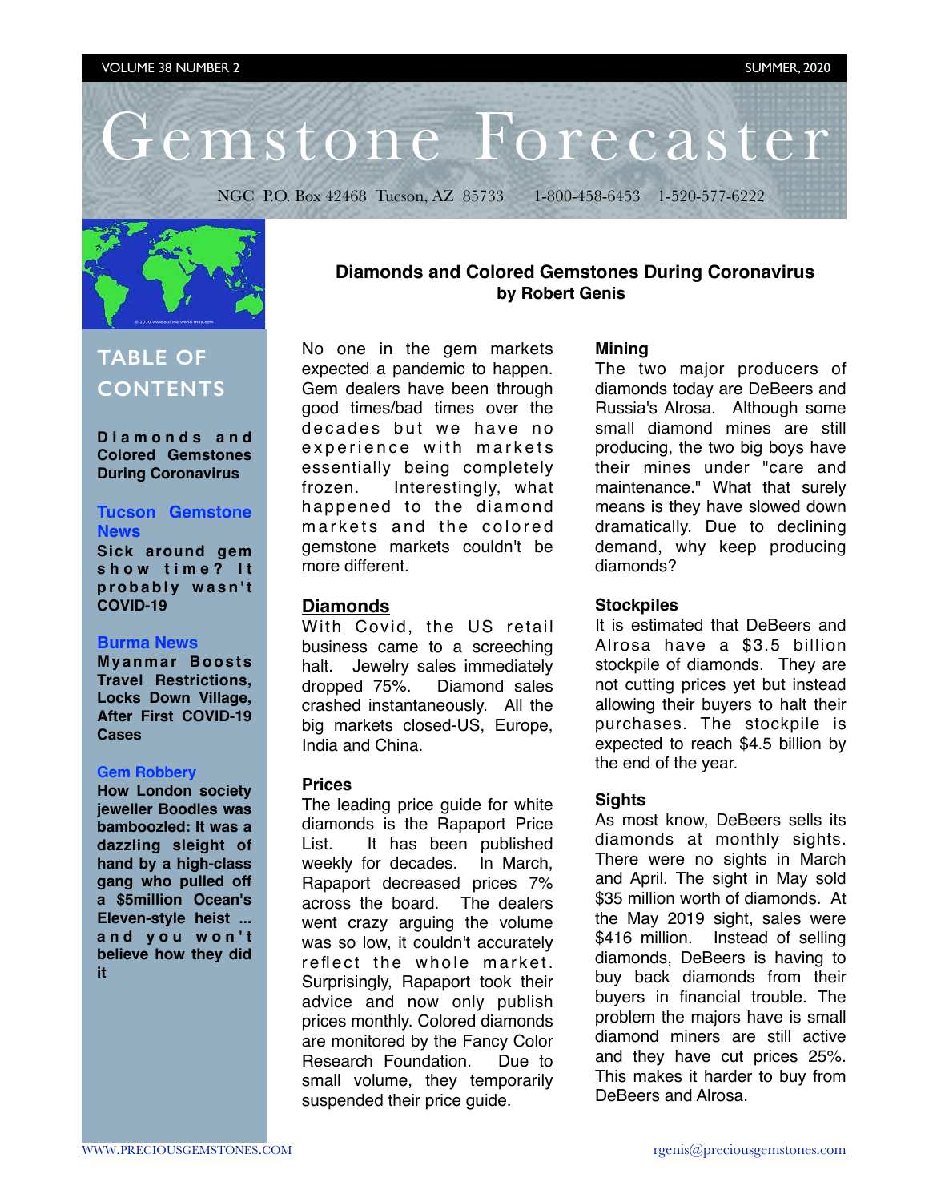VOLUME 38 NUMBER 2 — SUMMER, 2020

# Gemstone Forecaster

NGC P.O. Box 42468 Tucson, AZ 85733 1-800-458-6453 1-520-577-6222

## TABLE OF CONTENTS

**Diamonds and Colored Gemstones During Coronavirus**

**Tucson Gemstone News**
**Sick around gem show time? It probably wasn't COVID-19**

**Burma News**
**Myanmar Boosts Travel Restrictions, Locks Down Village, After First COVID-19 Cases**

**Gem Robbery**
**How London society jeweller Boodles was bamboozled: It was a dazzling sleight of hand by a high-class gang who pulled off a $5million Ocean's Eleven-style heist ... and you won't believe how they did it**

## Diamonds and Colored Gemstones During Coronavirus
**by Robert Genis**

No one in the gem markets expected a pandemic to happen. Gem dealers have been through good times/bad times over the decades but we have no experience with markets essentially being completely frozen. Interestingly, what happened to the diamond markets and the colored gemstone markets couldn't be more different.

### Diamonds

With Covid, the US retail business came to a screeching halt. Jewelry sales immediately dropped 75%. Diamond sales crashed instantaneously. All the big markets closed-US, Europe, India and China.

### Prices

The leading price guide for white diamonds is the Rapaport Price List. It has been published weekly for decades. In March, Rapaport decreased prices 7% across the board. The dealers went crazy arguing the volume was so low, it couldn't accurately reflect the whole market. Surprisingly, Rapaport took their advice and now only publish prices monthly. Colored diamonds are monitored by the Fancy Color Research Foundation. Due to small volume, they temporarily suspended their price guide.

### Mining

The two major producers of diamonds today are DeBeers and Russia's Alrosa. Although some small diamond mines are still producing, the two big boys have their mines under "care and maintenance." What that surely means is they have slowed down dramatically. Due to declining demand, why keep producing diamonds?

### Stockpiles

It is estimated that DeBeers and Alrosa have a $3.5 billion stockpile of diamonds. They are not cutting prices yet but instead allowing their buyers to halt their purchases. The stockpile is expected to reach $4.5 billion by the end of the year.

### Sights

As most know, DeBeers sells its diamonds at monthly sights. There were no sights in March and April. The sight in May sold $35 million worth of diamonds. At the May 2019 sight, sales were $416 million. Instead of selling diamonds, DeBeers is having to buy back diamonds from their buyers in financial trouble. The problem the majors have is small diamond miners are still active and they have cut prices 25%. This makes it harder to buy from DeBeers and Alrosa.

WWW.PRECIOUSGEMSTONES.COM rgenis@preciousgemstones.com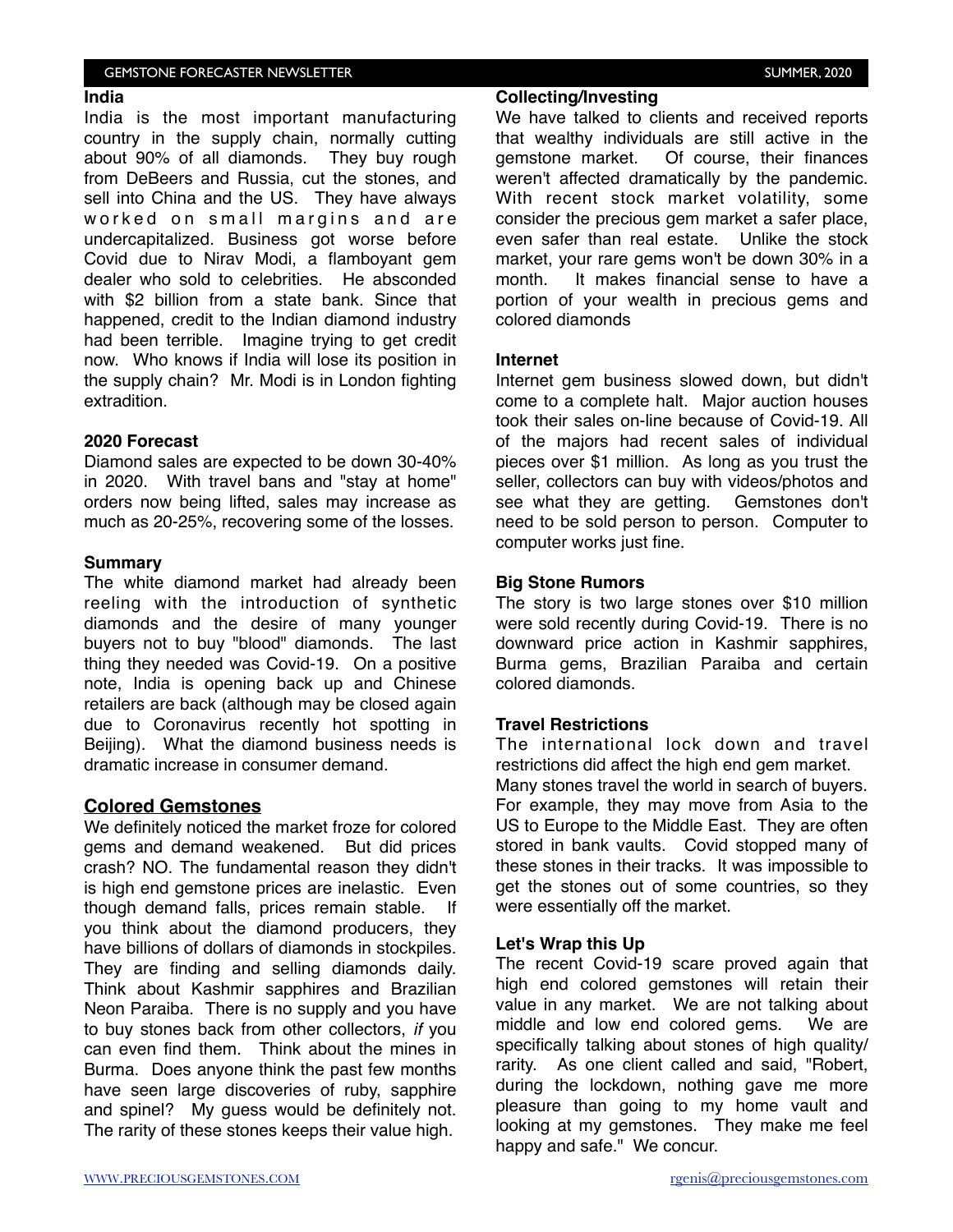**India**

India is the most important manufacturing country in the supply chain, normally cutting about 90% of all diamonds. They buy rough from DeBeers and Russia, cut the stones, and sell into China and the US. They have always worked on small margins and are undercapitalized. Business got worse before Covid due to Nirav Modi, a flamboyant gem dealer who sold to celebrities. He absconded with $2 billion from a state bank. Since that happened, credit to the Indian diamond industry had been terrible. Imagine trying to get credit now. Who knows if India will lose its position in the supply chain? Mr. Modi is in London fighting extradition.

**2020 Forecast**

Diamond sales are expected to be down 30-40% in 2020. With travel bans and "stay at home" orders now being lifted, sales may increase as much as 20-25%, recovering some of the losses.

**Summary**

The white diamond market had already been reeling with the introduction of synthetic diamonds and the desire of many younger buyers not to buy "blood" diamonds. The last thing they needed was Covid-19. On a positive note, India is opening back up and Chinese retailers are back (although may be closed again due to Coronavirus recently hot spotting in Beijing). What the diamond business needs is dramatic increase in consumer demand.

## Colored Gemstones

We definitely noticed the market froze for colored gems and demand weakened. But did prices crash? NO. The fundamental reason they didn't is high end gemstone prices are inelastic. Even though demand falls, prices remain stable. If you think about the diamond producers, they have billions of dollars of diamonds in stockpiles. They are finding and selling diamonds daily. Think about Kashmir sapphires and Brazilian Neon Paraiba. There is no supply and you have to buy stones back from other collectors, *if* you can even find them. Think about the mines in Burma. Does anyone think the past few months have seen large discoveries of ruby, sapphire and spinel? My guess would be definitely not. The rarity of these stones keeps their value high.

**Collecting/Investing**

We have talked to clients and received reports that wealthy individuals are still active in the gemstone market. Of course, their finances weren't affected dramatically by the pandemic. With recent stock market volatility, some consider the precious gem market a safer place, even safer than real estate. Unlike the stock market, your rare gems won't be down 30% in a month. It makes financial sense to have a portion of your wealth in precious gems and colored diamonds

**Internet**

Internet gem business slowed down, but didn't come to a complete halt. Major auction houses took their sales on-line because of Covid-19. All of the majors had recent sales of individual pieces over $1 million. As long as you trust the seller, collectors can buy with videos/photos and see what they are getting. Gemstones don't need to be sold person to person. Computer to computer works just fine.

**Big Stone Rumors**

The story is two large stones over $10 million were sold recently during Covid-19. There is no downward price action in Kashmir sapphires, Burma gems, Brazilian Paraiba and certain colored diamonds.

**Travel Restrictions**

The international lock down and travel restrictions did affect the high end gem market. Many stones travel the world in search of buyers. For example, they may move from Asia to the US to Europe to the Middle East. They are often stored in bank vaults. Covid stopped many of these stones in their tracks. It was impossible to get the stones out of some countries, so they were essentially off the market.

**Let's Wrap this Up**

The recent Covid-19 scare proved again that high end colored gemstones will retain their value in any market. We are not talking about middle and low end colored gems. We are specifically talking about stones of high quality/ rarity. As one client called and said, "Robert, during the lockdown, nothing gave me more pleasure than going to my home vault and looking at my gemstones. They make me feel happy and safe." We concur.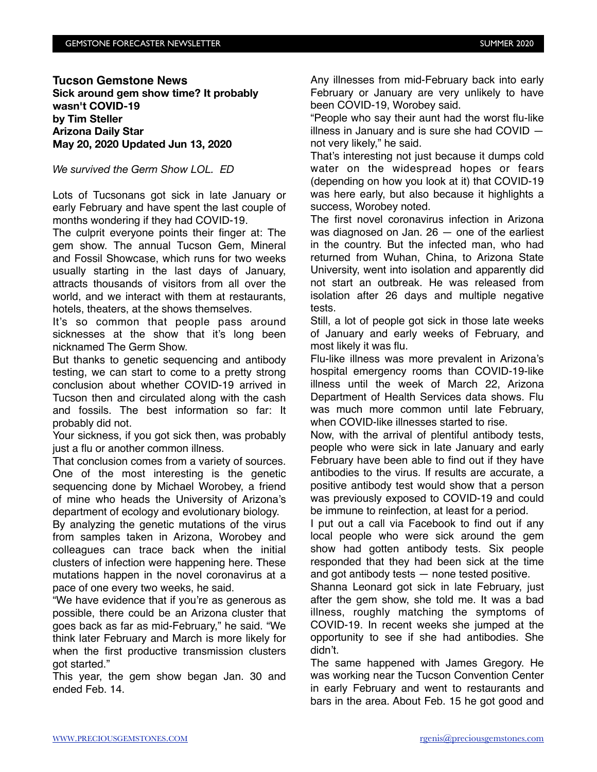**Tucson Gemstone News**

**Sick around gem show time? It probably wasn't COVID-19**

**by Tim Steller**

**Arizona Daily Star**

**May 20, 2020 Updated Jun 13, 2020**

*We survived the Germ Show LOL. ED*

Lots of Tucsonans got sick in late January or early February and have spent the last couple of months wondering if they had COVID-19.

The culprit everyone points their finger at: The gem show. The annual Tucson Gem, Mineral and Fossil Showcase, which runs for two weeks usually starting in the last days of January, attracts thousands of visitors from all over the world, and we interact with them at restaurants, hotels, theaters, at the shows themselves.

It's so common that people pass around sicknesses at the show that it's long been nicknamed The Germ Show.

But thanks to genetic sequencing and antibody testing, we can start to come to a pretty strong conclusion about whether COVID-19 arrived in Tucson then and circulated along with the cash and fossils. The best information so far: It probably did not.

Your sickness, if you got sick then, was probably just a flu or another common illness.

That conclusion comes from a variety of sources. One of the most interesting is the genetic sequencing done by Michael Worobey, a friend of mine who heads the University of Arizona's department of ecology and evolutionary biology.

By analyzing the genetic mutations of the virus from samples taken in Arizona, Worobey and colleagues can trace back when the initial clusters of infection were happening here. These mutations happen in the novel coronavirus at a pace of one every two weeks, he said.

"We have evidence that if you're as generous as possible, there could be an Arizona cluster that goes back as far as mid-February," he said. "We think later February and March is more likely for when the first productive transmission clusters got started."

This year, the gem show began Jan. 30 and ended Feb. 14.

Any illnesses from mid-February back into early February or January are very unlikely to have been COVID-19, Worobey said.

"People who say their aunt had the worst flu-like illness in January and is sure she had COVID — not very likely," he said.

That's interesting not just because it dumps cold water on the widespread hopes or fears (depending on how you look at it) that COVID-19 was here early, but also because it highlights a success, Worobey noted.

The first novel coronavirus infection in Arizona was diagnosed on Jan. 26 — one of the earliest in the country. But the infected man, who had returned from Wuhan, China, to Arizona State University, went into isolation and apparently did not start an outbreak. He was released from isolation after 26 days and multiple negative tests.

Still, a lot of people got sick in those late weeks of January and early weeks of February, and most likely it was flu.

Flu-like illness was more prevalent in Arizona's hospital emergency rooms than COVID-19-like illness until the week of March 22, Arizona Department of Health Services data shows. Flu was much more common until late February, when COVID-like illnesses started to rise.

Now, with the arrival of plentiful antibody tests, people who were sick in late January and early February have been able to find out if they have antibodies to the virus. If results are accurate, a positive antibody test would show that a person was previously exposed to COVID-19 and could be immune to reinfection, at least for a period.

I put out a call via Facebook to find out if any local people who were sick around the gem show had gotten antibody tests. Six people responded that they had been sick at the time and got antibody tests — none tested positive.

Shanna Leonard got sick in late February, just after the gem show, she told me. It was a bad illness, roughly matching the symptoms of COVID-19. In recent weeks she jumped at the opportunity to see if she had antibodies. She didn't.

The same happened with James Gregory. He was working near the Tucson Convention Center in early February and went to restaurants and bars in the area. About Feb. 15 he got good and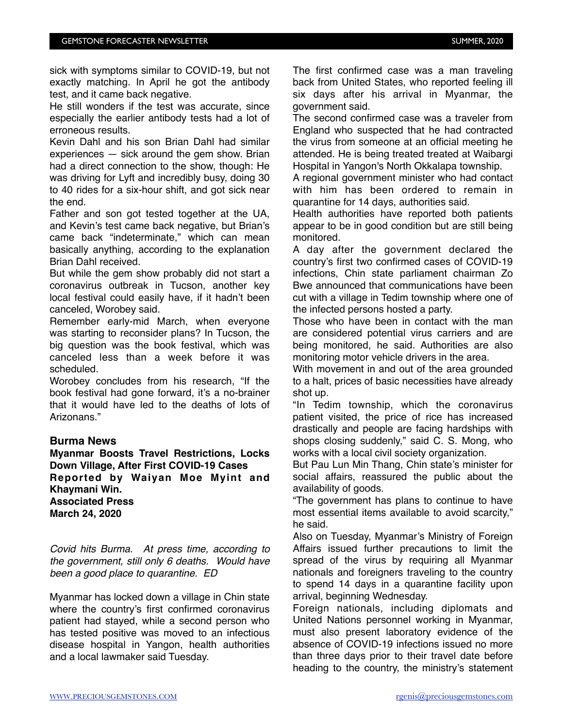sick with symptoms similar to COVID-19, but not exactly matching. In April he got the antibody test, and it came back negative.

He still wonders if the test was accurate, since especially the earlier antibody tests had a lot of erroneous results.

Kevin Dahl and his son Brian Dahl had similar experiences — sick around the gem show. Brian had a direct connection to the show, though: He was driving for Lyft and incredibly busy, doing 30 to 40 rides for a six-hour shift, and got sick near the end.

Father and son got tested together at the UA, and Kevin's test came back negative, but Brian's came back "indeterminate," which can mean basically anything, according to the explanation Brian Dahl received.

But while the gem show probably did not start a coronavirus outbreak in Tucson, another key local festival could easily have, if it hadn't been canceled, Worobey said.

Remember early-mid March, when everyone was starting to reconsider plans? In Tucson, the big question was the book festival, which was canceled less than a week before it was scheduled.

Worobey concludes from his research, "If the book festival had gone forward, it's a no-brainer that it would have led to the deaths of lots of Arizonans."

## Burma News

**Myanmar Boosts Travel Restrictions, Locks Down Village, After First COVID-19 Cases**
**Reported by Waiyan Moe Myint and Khaymani Win.**
**Associated Press**
**March 24, 2020**

*Covid hits Burma. At press time, according to the government, still only 6 deaths. Would have been a good place to quarantine. ED*

Myanmar has locked down a village in Chin state where the country's first confirmed coronavirus patient had stayed, while a second person who has tested positive was moved to an infectious disease hospital in Yangon, health authorities and a local lawmaker said Tuesday.

The first confirmed case was a man traveling back from United States, who reported feeling ill six days after his arrival in Myanmar, the government said.

The second confirmed case was a traveler from England who suspected that he had contracted the virus from someone at an official meeting he attended. He is being treated treated at Waibargi Hospital in Yangon's North Okkalapa township.

A regional government minister who had contact with him has been ordered to remain in quarantine for 14 days, authorities said.

Health authorities have reported both patients appear to be in good condition but are still being monitored.

A day after the government declared the country's first two confirmed cases of COVID-19 infections, Chin state parliament chairman Zo Bwe announced that communications have been cut with a village in Tedim township where one of the infected persons hosted a party.

Those who have been in contact with the man are considered potential virus carriers and are being monitored, he said. Authorities are also monitoring motor vehicle drivers in the area.

With movement in and out of the area grounded to a halt, prices of basic necessities have already shot up.

"In Tedim township, which the coronavirus patient visited, the price of rice has increased drastically and people are facing hardships with shops closing suddenly," said C. S. Mong, who works with a local civil society organization.

But Pau Lun Min Thang, Chin state's minister for social affairs, reassured the public about the availability of goods.

"The government has plans to continue to have most essential items available to avoid scarcity," he said.

Also on Tuesday, Myanmar's Ministry of Foreign Affairs issued further precautions to limit the spread of the virus by requiring all Myanmar nationals and foreigners traveling to the country to spend 14 days in a quarantine facility upon arrival, beginning Wednesday.

Foreign nationals, including diplomats and United Nations personnel working in Myanmar, must also present laboratory evidence of the absence of COVID-19 infections issued no more than three days prior to their travel date before heading to the country, the ministry's statement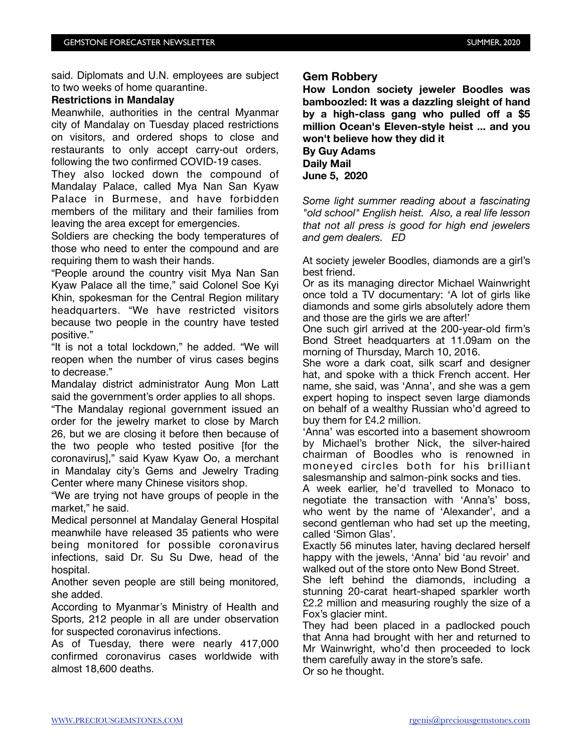said. Diplomats and U.N. employees are subject to two weeks of home quarantine.

**Restrictions in Mandalay**

Meanwhile, authorities in the central Myanmar city of Mandalay on Tuesday placed restrictions on visitors, and ordered shops to close and restaurants to only accept carry-out orders, following the two confirmed COVID-19 cases.

They also locked down the compound of Mandalay Palace, called Mya Nan San Kyaw Palace in Burmese, and have forbidden members of the military and their families from leaving the area except for emergencies.

Soldiers are checking the body temperatures of those who need to enter the compound and are requiring them to wash their hands.

"People around the country visit Mya Nan San Kyaw Palace all the time," said Colonel Soe Kyi Khin, spokesman for the Central Region military headquarters. "We have restricted visitors because two people in the country have tested positive."

"It is not a total lockdown," he added. "We will reopen when the number of virus cases begins to decrease."

Mandalay district administrator Aung Mon Latt said the government's order applies to all shops.

"The Mandalay regional government issued an order for the jewelry market to close by March 26, but we are closing it before then because of the two people who tested positive [for the coronavirus]," said Kyaw Kyaw Oo, a merchant in Mandalay city's Gems and Jewelry Trading Center where many Chinese visitors shop.

"We are trying not have groups of people in the market," he said.

Medical personnel at Mandalay General Hospital meanwhile have released 35 patients who were being monitored for possible coronavirus infections, said Dr. Su Su Dwe, head of the hospital.

Another seven people are still being monitored, she added.

According to Myanmar's Ministry of Health and Sports, 212 people in all are under observation for suspected coronavirus infections.

As of Tuesday, there were nearly 417,000 confirmed coronavirus cases worldwide with almost 18,600 deaths.

## Gem Robbery

**How London society jeweler Boodles was bamboozled: It was a dazzling sleight of hand by a high-class gang who pulled off a $5 million Ocean's Eleven-style heist ... and you won't believe how they did it**

**By Guy Adams**

**Daily Mail**

**June 5, 2020**

*Some light summer reading about a fascinating "old school" English heist. Also, a real life lesson that not all press is good for high end jewelers and gem dealers. ED*

At society jeweler Boodles, diamonds are a girl's best friend.

Or as its managing director Michael Wainwright once told a TV documentary: 'A lot of girls like diamonds and some girls absolutely adore them and those are the girls we are after!'

One such girl arrived at the 200-year-old firm's Bond Street headquarters at 11.09am on the morning of Thursday, March 10, 2016.

She wore a dark coat, silk scarf and designer hat, and spoke with a thick French accent. Her name, she said, was 'Anna', and she was a gem expert hoping to inspect seven large diamonds on behalf of a wealthy Russian who'd agreed to buy them for £4.2 million.

'Anna' was escorted into a basement showroom by Michael's brother Nick, the silver-haired chairman of Boodles who is renowned in moneyed circles both for his brilliant salesmanship and salmon-pink socks and ties.

A week earlier, he'd travelled to Monaco to negotiate the transaction with 'Anna's' boss, who went by the name of 'Alexander', and a second gentleman who had set up the meeting, called 'Simon Glas'.

Exactly 56 minutes later, having declared herself happy with the jewels, 'Anna' bid 'au revoir' and walked out of the store onto New Bond Street.

She left behind the diamonds, including a stunning 20-carat heart-shaped sparkler worth £2.2 million and measuring roughly the size of a Fox's glacier mint.

They had been placed in a padlocked pouch that Anna had brought with her and returned to Mr Wainwright, who'd then proceeded to lock them carefully away in the store's safe.

Or so he thought.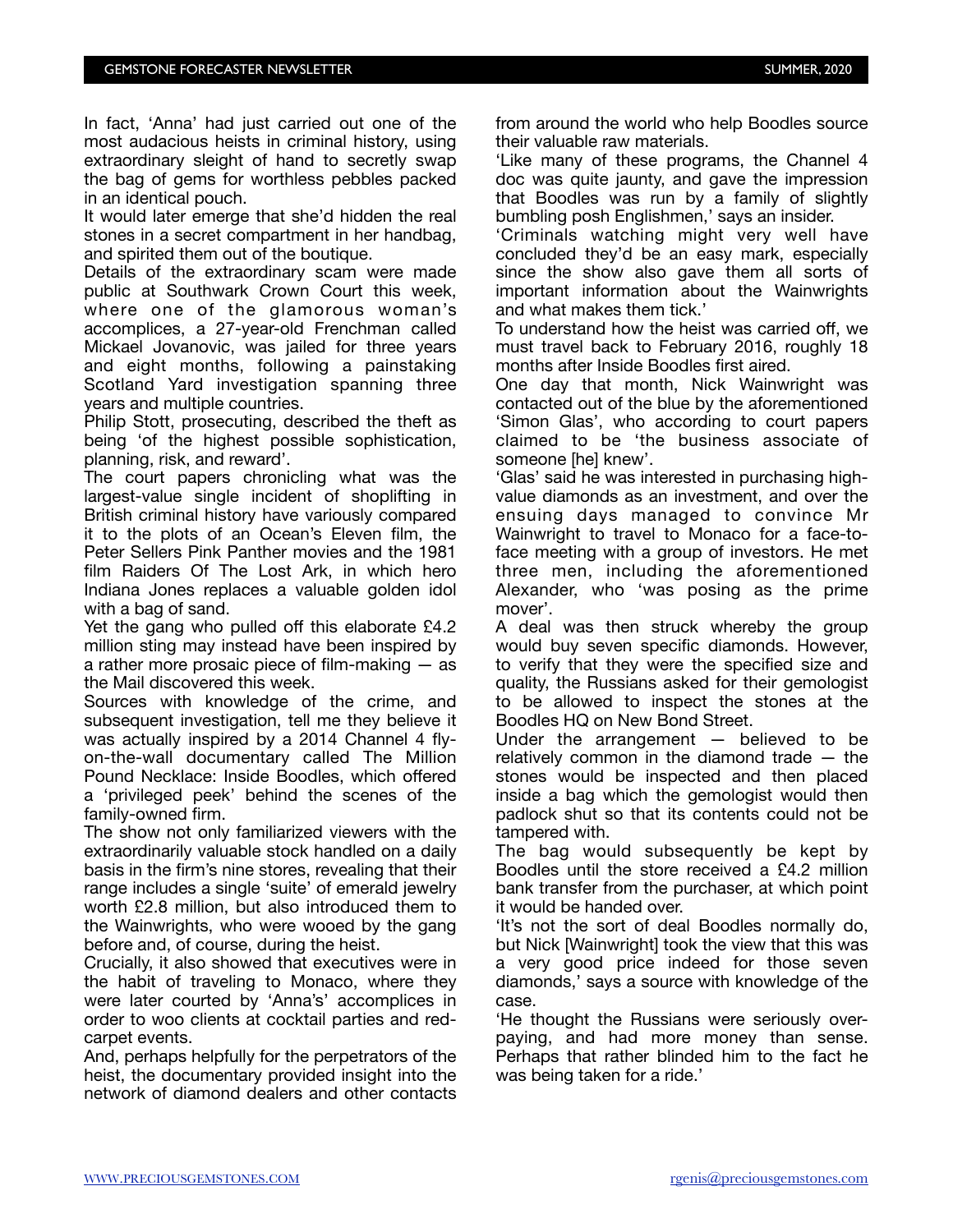In fact, 'Anna' had just carried out one of the most audacious heists in criminal history, using extraordinary sleight of hand to secretly swap the bag of gems for worthless pebbles packed in an identical pouch.

It would later emerge that she'd hidden the real stones in a secret compartment in her handbag, and spirited them out of the boutique.

Details of the extraordinary scam were made public at Southwark Crown Court this week, where one of the glamorous woman's accomplices, a 27-year-old Frenchman called Mickael Jovanovic, was jailed for three years and eight months, following a painstaking Scotland Yard investigation spanning three years and multiple countries.

Philip Stott, prosecuting, described the theft as being 'of the highest possible sophistication, planning, risk, and reward'.

The court papers chronicling what was the largest-value single incident of shoplifting in British criminal history have variously compared it to the plots of an Ocean's Eleven film, the Peter Sellers Pink Panther movies and the 1981 film Raiders Of The Lost Ark, in which hero Indiana Jones replaces a valuable golden idol with a bag of sand.

Yet the gang who pulled off this elaborate £4.2 million sting may instead have been inspired by a rather more prosaic piece of film-making — as the Mail discovered this week.

Sources with knowledge of the crime, and subsequent investigation, tell me they believe it was actually inspired by a 2014 Channel 4 fly-on-the-wall documentary called The Million Pound Necklace: Inside Boodles, which offered a 'privileged peek' behind the scenes of the family-owned firm.

The show not only familiarized viewers with the extraordinarily valuable stock handled on a daily basis in the firm's nine stores, revealing that their range includes a single 'suite' of emerald jewelry worth £2.8 million, but also introduced them to the Wainwrights, who were wooed by the gang before and, of course, during the heist.

Crucially, it also showed that executives were in the habit of traveling to Monaco, where they were later courted by 'Anna's' accomplices in order to woo clients at cocktail parties and red-carpet events.

And, perhaps helpfully for the perpetrators of the heist, the documentary provided insight into the network of diamond dealers and other contacts from around the world who help Boodles source their valuable raw materials.

'Like many of these programs, the Channel 4 doc was quite jaunty, and gave the impression that Boodles was run by a family of slightly bumbling posh Englishmen,' says an insider.

'Criminals watching might very well have concluded they'd be an easy mark, especially since the show also gave them all sorts of important information about the Wainwrights and what makes them tick.'

To understand how the heist was carried off, we must travel back to February 2016, roughly 18 months after Inside Boodles first aired.

One day that month, Nick Wainwright was contacted out of the blue by the aforementioned 'Simon Glas', who according to court papers claimed to be 'the business associate of someone [he] knew'.

'Glas' said he was interested in purchasing high-value diamonds as an investment, and over the ensuing days managed to convince Mr Wainwright to travel to Monaco for a face-to-face meeting with a group of investors. He met three men, including the aforementioned Alexander, who 'was posing as the prime mover'.

A deal was then struck whereby the group would buy seven specific diamonds. However, to verify that they were the specified size and quality, the Russians asked for their gemologist to be allowed to inspect the stones at the Boodles HQ on New Bond Street.

Under the arrangement — believed to be relatively common in the diamond trade — the stones would be inspected and then placed inside a bag which the gemologist would then padlock shut so that its contents could not be tampered with.

The bag would subsequently be kept by Boodles until the store received a £4.2 million bank transfer from the purchaser, at which point it would be handed over.

'It's not the sort of deal Boodles normally do, but Nick [Wainwright] took the view that this was a very good price indeed for those seven diamonds,' says a source with knowledge of the case.

'He thought the Russians were seriously over-paying, and had more money than sense. Perhaps that rather blinded him to the fact he was being taken for a ride.'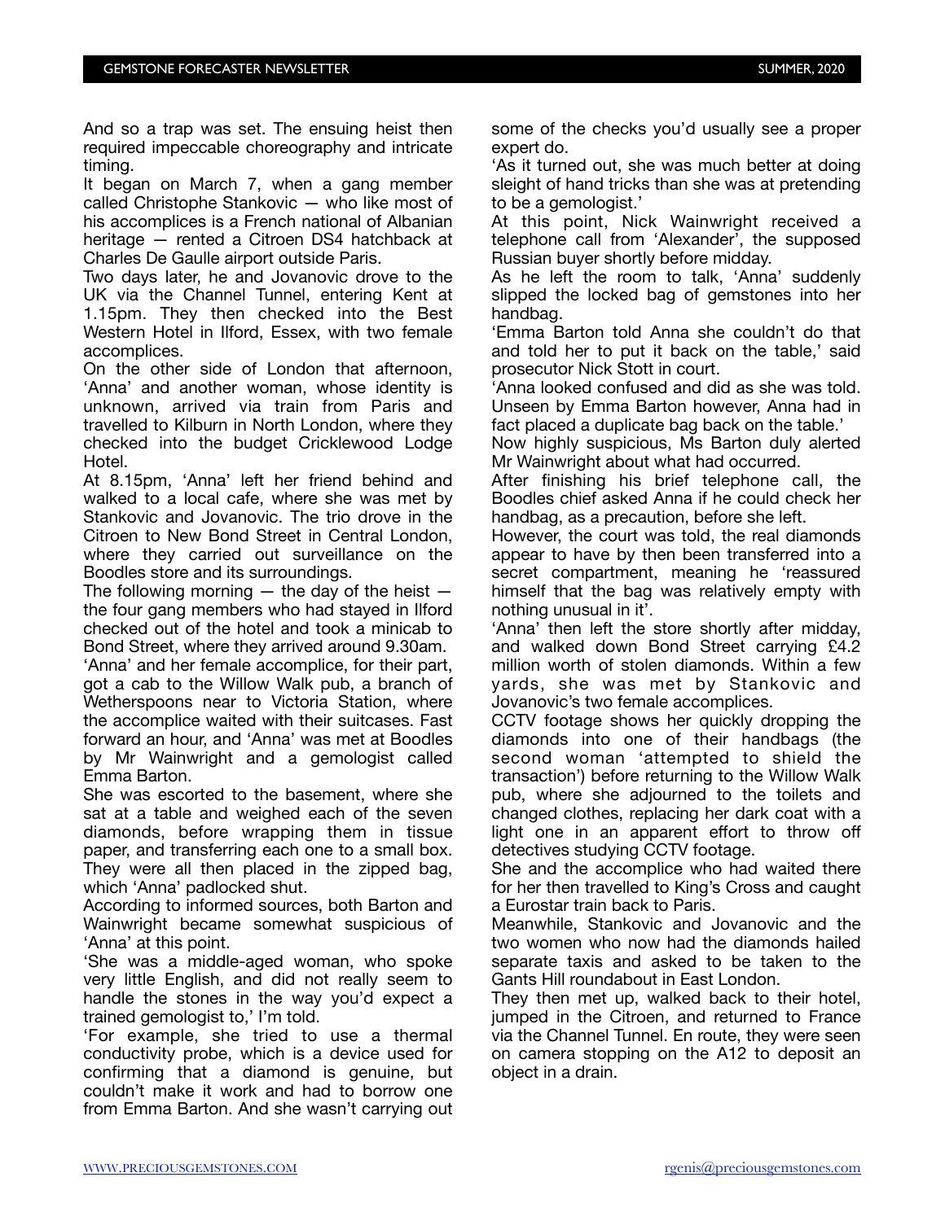And so a trap was set. The ensuing heist then required impeccable choreography and intricate timing.

It began on March 7, when a gang member called Christophe Stankovic — who like most of his accomplices is a French national of Albanian heritage — rented a Citroen DS4 hatchback at Charles De Gaulle airport outside Paris.

Two days later, he and Jovanovic drove to the UK via the Channel Tunnel, entering Kent at 1.15pm. They then checked into the Best Western Hotel in Ilford, Essex, with two female accomplices.

On the other side of London that afternoon, 'Anna' and another woman, whose identity is unknown, arrived via train from Paris and travelled to Kilburn in North London, where they checked into the budget Cricklewood Lodge Hotel.

At 8.15pm, 'Anna' left her friend behind and walked to a local cafe, where she was met by Stankovic and Jovanovic. The trio drove in the Citroen to New Bond Street in Central London, where they carried out surveillance on the Boodles store and its surroundings.

The following morning — the day of the heist — the four gang members who had stayed in Ilford checked out of the hotel and took a minicab to Bond Street, where they arrived around 9.30am.

'Anna' and her female accomplice, for their part, got a cab to the Willow Walk pub, a branch of Wetherspoons near to Victoria Station, where the accomplice waited with their suitcases. Fast forward an hour, and 'Anna' was met at Boodles by Mr Wainwright and a gemologist called Emma Barton.

She was escorted to the basement, where she sat at a table and weighed each of the seven diamonds, before wrapping them in tissue paper, and transferring each one to a small box. They were all then placed in the zipped bag, which 'Anna' padlocked shut.

According to informed sources, both Barton and Wainwright became somewhat suspicious of 'Anna' at this point.

'She was a middle-aged woman, who spoke very little English, and did not really seem to handle the stones in the way you'd expect a trained gemologist to,' I'm told.

'For example, she tried to use a thermal conductivity probe, which is a device used for confirming that a diamond is genuine, but couldn't make it work and had to borrow one from Emma Barton. And she wasn't carrying out some of the checks you'd usually see a proper expert do.

'As it turned out, she was much better at doing sleight of hand tricks than she was at pretending to be a gemologist.'

At this point, Nick Wainwright received a telephone call from 'Alexander', the supposed Russian buyer shortly before midday.

As he left the room to talk, 'Anna' suddenly slipped the locked bag of gemstones into her handbag.

'Emma Barton told Anna she couldn't do that and told her to put it back on the table,' said prosecutor Nick Stott in court.

'Anna looked confused and did as she was told. Unseen by Emma Barton however, Anna had in fact placed a duplicate bag back on the table.'

Now highly suspicious, Ms Barton duly alerted Mr Wainwright about what had occurred.

After finishing his brief telephone call, the Boodles chief asked Anna if he could check her handbag, as a precaution, before she left.

However, the court was told, the real diamonds appear to have by then been transferred into a secret compartment, meaning he 'reassured himself that the bag was relatively empty with nothing unusual in it'.

'Anna' then left the store shortly after midday, and walked down Bond Street carrying £4.2 million worth of stolen diamonds. Within a few yards, she was met by Stankovic and Jovanovic's two female accomplices.

CCTV footage shows her quickly dropping the diamonds into one of their handbags (the second woman 'attempted to shield the transaction') before returning to the Willow Walk pub, where she adjourned to the toilets and changed clothes, replacing her dark coat with a light one in an apparent effort to throw off detectives studying CCTV footage.

She and the accomplice who had waited there for her then travelled to King's Cross and caught a Eurostar train back to Paris.

Meanwhile, Stankovic and Jovanovic and the two women who now had the diamonds hailed separate taxis and asked to be taken to the Gants Hill roundabout in East London.

They then met up, walked back to their hotel, jumped in the Citroen, and returned to France via the Channel Tunnel. En route, they were seen on camera stopping on the A12 to deposit an object in a drain.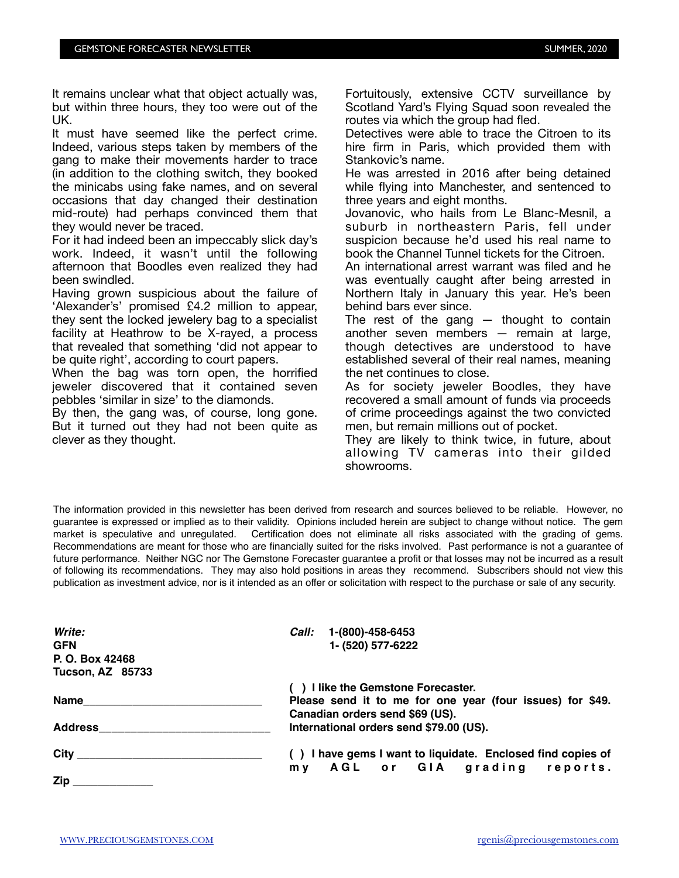It remains unclear what that object actually was, but within three hours, they too were out of the UK.

It must have seemed like the perfect crime. Indeed, various steps taken by members of the gang to make their movements harder to trace (in addition to the clothing switch, they booked the minicabs using fake names, and on several occasions that day changed their destination mid-route) had perhaps convinced them that they would never be traced.

For it had indeed been an impeccably slick day's work. Indeed, it wasn't until the following afternoon that Boodles even realized they had been swindled.

Having grown suspicious about the failure of 'Alexander's' promised £4.2 million to appear, they sent the locked jewelery bag to a specialist facility at Heathrow to be X-rayed, a process that revealed that something 'did not appear to be quite right', according to court papers.

When the bag was torn open, the horrified jeweler discovered that it contained seven pebbles 'similar in size' to the diamonds.

By then, the gang was, of course, long gone. But it turned out they had not been quite as clever as they thought.

Fortuitously, extensive CCTV surveillance by Scotland Yard's Flying Squad soon revealed the routes via which the group had fled.

Detectives were able to trace the Citroen to its hire firm in Paris, which provided them with Stankovic's name.

He was arrested in 2016 after being detained while flying into Manchester, and sentenced to three years and eight months.

Jovanovic, who hails from Le Blanc-Mesnil, a suburb in northeastern Paris, fell under suspicion because he'd used his real name to book the Channel Tunnel tickets for the Citroen.

An international arrest warrant was filed and he was eventually caught after being arrested in Northern Italy in January this year. He's been behind bars ever since.

The rest of the gang — thought to contain another seven members — remain at large, though detectives are understood to have established several of their real names, meaning the net continues to close.

As for society jeweler Boodles, they have recovered a small amount of funds via proceeds of crime proceedings against the two convicted men, but remain millions out of pocket.

They are likely to think twice, in future, about allowing TV cameras into their gilded showrooms.

The information provided in this newsletter has been derived from research and sources believed to be reliable. However, no guarantee is expressed or implied as to their validity. Opinions included herein are subject to change without notice. The gem market is speculative and unregulated. Certification does not eliminate all risks associated with the grading of gems. Recommendations are meant for those who are financially suited for the risks involved. Past performance is not a guarantee of future performance. Neither NGC nor The Gemstone Forecaster guarantee a profit or that losses may not be incurred as a result of following its recommendations. They may also hold positions in areas they recommend. Subscribers should not view this publication as investment advice, nor is it intended as an offer or solicitation with respect to the purchase or sale of any security.

***Write:***
**GFN**
**P. O. Box 42468**
**Tucson, AZ 85733**

**Name\_\_\_\_\_\_\_\_\_\_\_\_\_\_\_\_\_\_\_\_\_\_\_\_\_\_\_\_\_\_**

**Address\_\_\_\_\_\_\_\_\_\_\_\_\_\_\_\_\_\_\_\_\_\_\_\_\_\_\_\_**

**City \_\_\_\_\_\_\_\_\_\_\_\_\_\_\_\_\_\_\_\_\_\_\_\_\_\_\_\_\_\_**

**Zip \_\_\_\_\_\_\_\_\_\_\_\_\_\_**

***Call:*** **1-(800)-458-6453**
**1- (520) 577-6222**

**( ) I like the Gemstone Forecaster.**
**Please send it to me for one year (four issues) for $49. Canadian orders send $69 (US).**
**International orders send $79.00 (US).**

**( ) I have gems I want to liquidate. Enclosed find copies of my AGL or GIA grading reports.**

WWW.PRECIOUSGEMSTONES.COM

rgenis@preciousgemstones.com